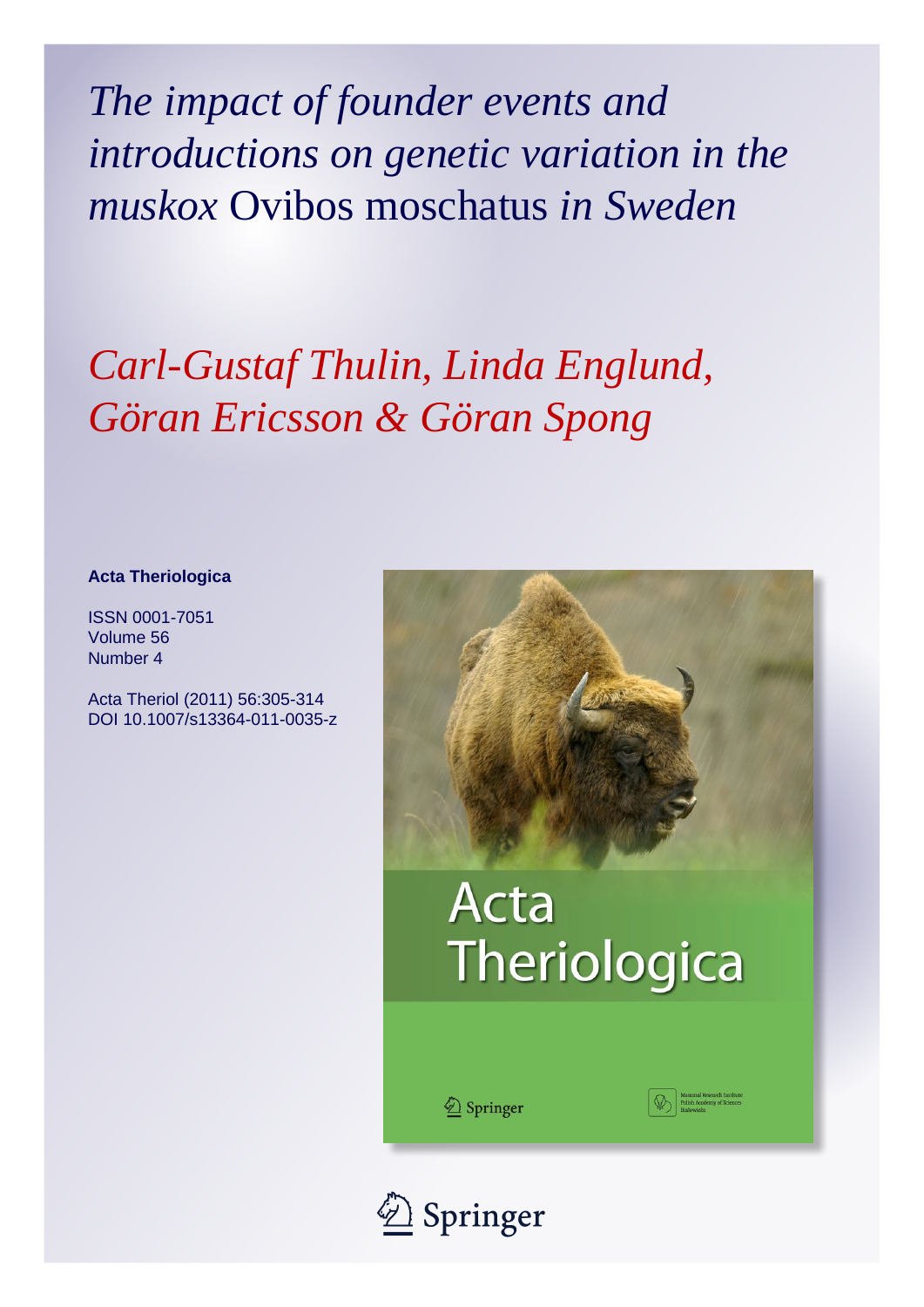*The impact of founder events and introductions on genetic variation in the muskox* Ovibos moschatus *in Sweden*

*Carl-Gustaf Thulin, Linda Englund, Göran Ericsson & Göran Spong*

**Acta Theriologica**

ISSN 0001-7051
Volume 56
Number 4

Acta Theriol (2011) 56:305-314
DOI 10.1007/s13364-011-0035-z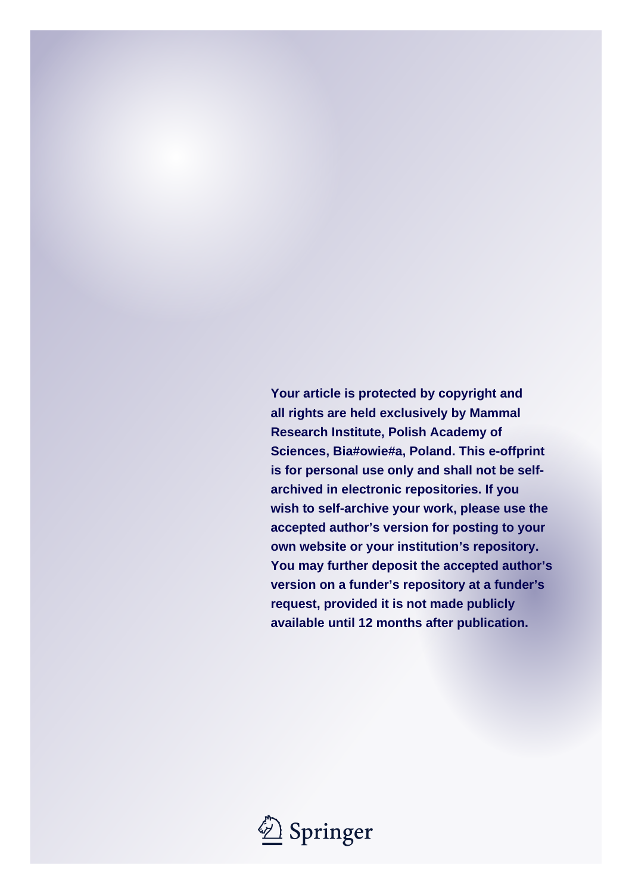Your article is protected by copyright and all rights are held exclusively by Mammal Research Institute, Polish Academy of Sciences, Bia#owie#a, Poland. This e-offprint is for personal use only and shall not be self-archived in electronic repositories. If you wish to self-archive your work, please use the accepted author's version for posting to your own website or your institution's repository. You may further deposit the accepted author's version on a funder's repository at a funder's request, provided it is not made publicly available until 12 months after publication.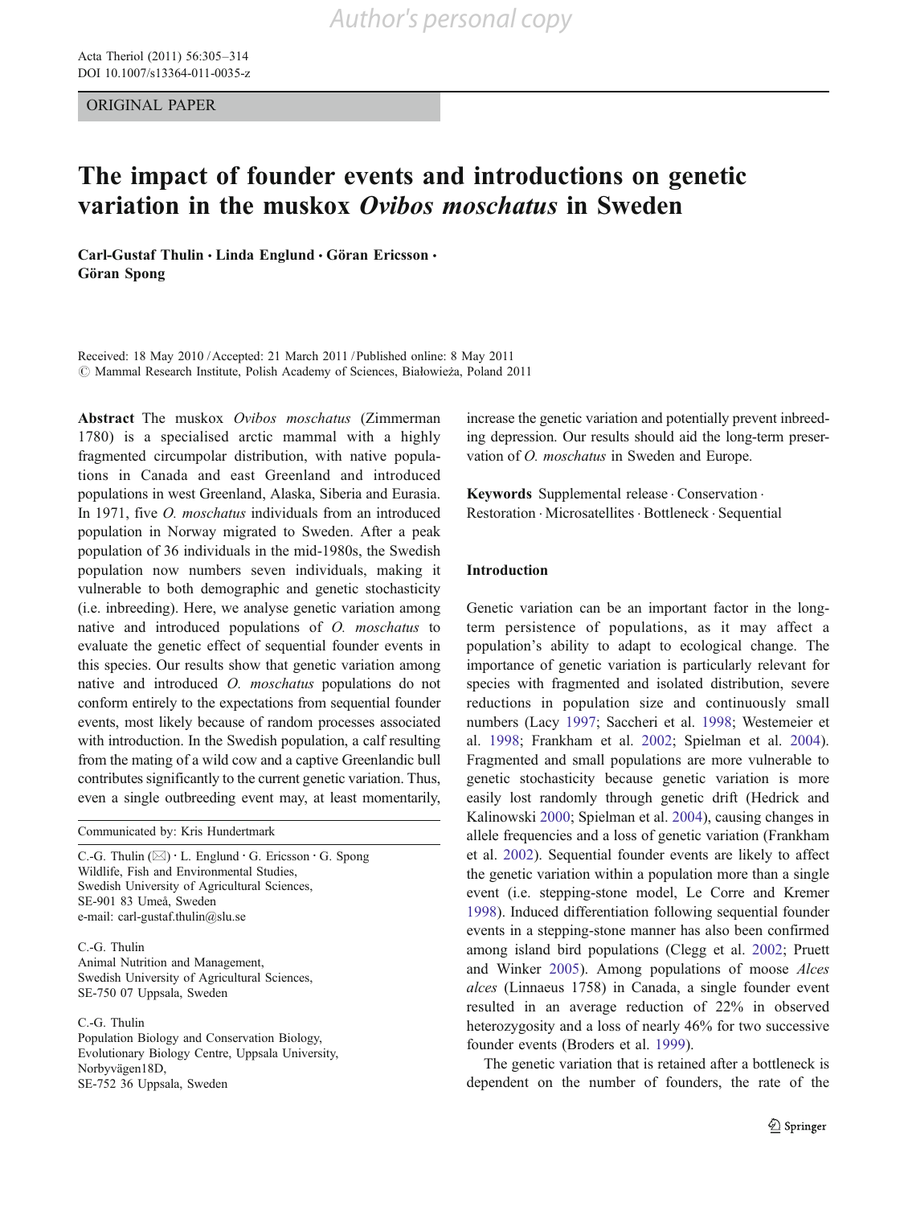ORIGINAL PAPER

# The impact of founder events and introductions on genetic variation in the muskox *Ovibos moschatus* in Sweden

**Carl-Gustaf Thulin · Linda Englund · Göran Ericsson · Göran Spong**

Received: 18 May 2010 / Accepted: 21 March 2011 / Published online: 8 May 2011
© Mammal Research Institute, Polish Academy of Sciences, Białowieża, Poland 2011

**Abstract** The muskox *Ovibos moschatus* (Zimmerman 1780) is a specialised arctic mammal with a highly fragmented circumpolar distribution, with native populations in Canada and east Greenland and introduced populations in west Greenland, Alaska, Siberia and Eurasia. In 1971, five *O. moschatus* individuals from an introduced population in Norway migrated to Sweden. After a peak population of 36 individuals in the mid-1980s, the Swedish population now numbers seven individuals, making it vulnerable to both demographic and genetic stochasticity (i.e. inbreeding). Here, we analyse genetic variation among native and introduced populations of *O. moschatus* to evaluate the genetic effect of sequential founder events in this species. Our results show that genetic variation among native and introduced *O. moschatus* populations do not conform entirely to the expectations from sequential founder events, most likely because of random processes associated with introduction. In the Swedish population, a calf resulting from the mating of a wild cow and a captive Greenlandic bull contributes significantly to the current genetic variation. Thus, even a single outbreeding event may, at least momentarily, increase the genetic variation and potentially prevent inbreeding depression. Our results should aid the long-term preservation of *O. moschatus* in Sweden and Europe.

**Keywords** Supplemental release · Conservation · Restoration · Microsatellites · Bottleneck · Sequential

Communicated by: Kris Hundertmark

C.-G. Thulin (✉) · L. Englund · G. Ericsson · G. Spong
Wildlife, Fish and Environmental Studies,
Swedish University of Agricultural Sciences,
SE-901 83 Umeå, Sweden
e-mail: carl-gustaf.thulin@slu.se

C.-G. Thulin
Animal Nutrition and Management,
Swedish University of Agricultural Sciences,
SE-750 07 Uppsala, Sweden

C.-G. Thulin
Population Biology and Conservation Biology,
Evolutionary Biology Centre, Uppsala University,
Norbyvägen18D,
SE-752 36 Uppsala, Sweden

## Introduction

Genetic variation can be an important factor in the long-term persistence of populations, as it may affect a population's ability to adapt to ecological change. The importance of genetic variation is particularly relevant for species with fragmented and isolated distribution, severe reductions in population size and continuously small numbers (Lacy 1997; Saccheri et al. 1998; Westemeier et al. 1998; Frankham et al. 2002; Spielman et al. 2004). Fragmented and small populations are more vulnerable to genetic stochasticity because genetic variation is more easily lost randomly through genetic drift (Hedrick and Kalinowski 2000; Spielman et al. 2004), causing changes in allele frequencies and a loss of genetic variation (Frankham et al. 2002). Sequential founder events are likely to affect the genetic variation within a population more than a single event (i.e. stepping-stone model, Le Corre and Kremer 1998). Induced differentiation following sequential founder events in a stepping-stone manner has also been confirmed among island bird populations (Clegg et al. 2002; Pruett and Winker 2005). Among populations of moose *Alces alces* (Linnaeus 1758) in Canada, a single founder event resulted in an average reduction of 22% in observed heterozygosity and a loss of nearly 46% for two successive founder events (Broders et al. 1999).

The genetic variation that is retained after a bottleneck is dependent on the number of founders, the rate of the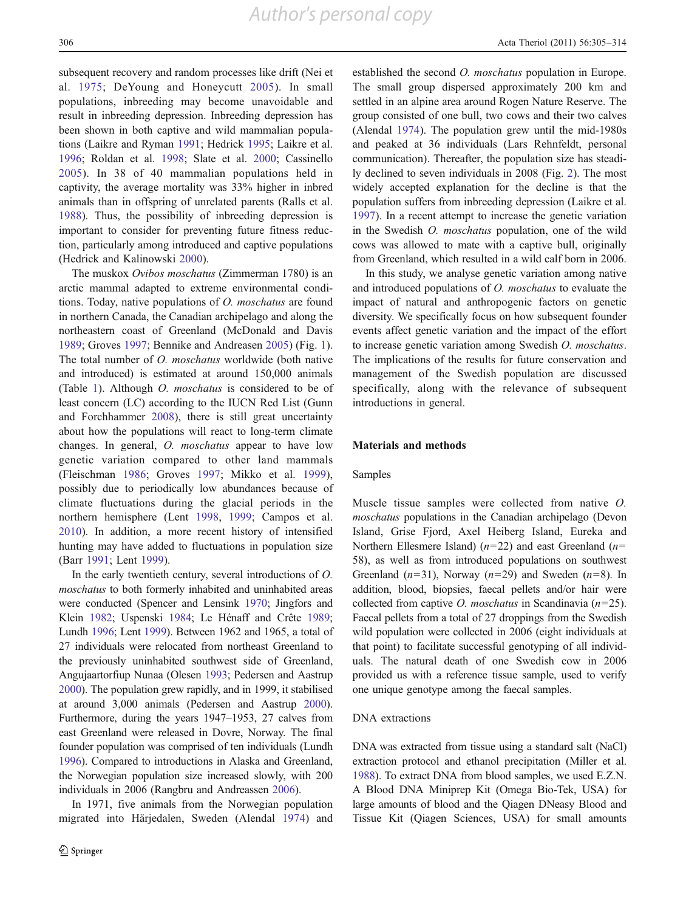subsequent recovery and random processes like drift (Nei et al. 1975; DeYoung and Honeycutt 2005). In small populations, inbreeding may become unavoidable and result in inbreeding depression. Inbreeding depression has been shown in both captive and wild mammalian populations (Laikre and Ryman 1991; Hedrick 1995; Laikre et al. 1996; Roldan et al. 1998; Slate et al. 2000; Cassinello 2005). In 38 of 40 mammalian populations held in captivity, the average mortality was 33% higher in inbred animals than in offspring of unrelated parents (Ralls et al. 1988). Thus, the possibility of inbreeding depression is important to consider for preventing future fitness reduction, particularly among introduced and captive populations (Hedrick and Kalinowski 2000).

The muskox *Ovibos moschatus* (Zimmerman 1780) is an arctic mammal adapted to extreme environmental conditions. Today, native populations of *O. moschatus* are found in northern Canada, the Canadian archipelago and along the northeastern coast of Greenland (McDonald and Davis 1989; Groves 1997; Bennike and Andreasen 2005) (Fig. 1). The total number of *O. moschatus* worldwide (both native and introduced) is estimated at around 150,000 animals (Table 1). Although *O. moschatus* is considered to be of least concern (LC) according to the IUCN Red List (Gunn and Forchhammer 2008), there is still great uncertainty about how the populations will react to long-term climate changes. In general, *O. moschatus* appear to have low genetic variation compared to other land mammals (Fleischman 1986; Groves 1997; Mikko et al. 1999), possibly due to periodically low abundances because of climate fluctuations during the glacial periods in the northern hemisphere (Lent 1998, 1999; Campos et al. 2010). In addition, a more recent history of intensified hunting may have added to fluctuations in population size (Barr 1991; Lent 1999).

In the early twentieth century, several introductions of *O. moschatus* to both formerly inhabited and uninhabited areas were conducted (Spencer and Lensink 1970; Jingfors and Klein 1982; Uspenski 1984; Le Hénaff and Crête 1989; Lundh 1996; Lent 1999). Between 1962 and 1965, a total of 27 individuals were relocated from northeast Greenland to the previously uninhabited southwest side of Greenland, Angujaartorfiup Nunaa (Olesen 1993; Pedersen and Aastrup 2000). The population grew rapidly, and in 1999, it stabilised at around 3,000 animals (Pedersen and Aastrup 2000). Furthermore, during the years 1947–1953, 27 calves from east Greenland were released in Dovre, Norway. The final founder population was comprised of ten individuals (Lundh 1996). Compared to introductions in Alaska and Greenland, the Norwegian population size increased slowly, with 200 individuals in 2006 (Rangbru and Andreassen 2006).

In 1971, five animals from the Norwegian population migrated into Härjedalen, Sweden (Alendal 1974) and established the second *O. moschatus* population in Europe. The small group dispersed approximately 200 km and settled in an alpine area around Rogen Nature Reserve. The group consisted of one bull, two cows and their two calves (Alendal 1974). The population grew until the mid-1980s and peaked at 36 individuals (Lars Rehnfeldt, personal communication). Thereafter, the population size has steadily declined to seven individuals in 2008 (Fig. 2). The most widely accepted explanation for the decline is that the population suffers from inbreeding depression (Laikre et al. 1997). In a recent attempt to increase the genetic variation in the Swedish *O. moschatus* population, one of the wild cows was allowed to mate with a captive bull, originally from Greenland, which resulted in a wild calf born in 2006.

In this study, we analyse genetic variation among native and introduced populations of *O. moschatus* to evaluate the impact of natural and anthropogenic factors on genetic diversity. We specifically focus on how subsequent founder events affect genetic variation and the impact of the effort to increase genetic variation among Swedish *O. moschatus*. The implications of the results for future conservation and management of the Swedish population are discussed specifically, along with the relevance of subsequent introductions in general.

## Materials and methods

### Samples

Muscle tissue samples were collected from native *O. moschatus* populations in the Canadian archipelago (Devon Island, Grise Fjord, Axel Heiberg Island, Eureka and Northern Ellesmere Island) ($n$=22) and east Greenland ($n$=58), as well as from introduced populations on southwest Greenland ($n$=31), Norway ($n$=29) and Sweden ($n$=8). In addition, blood, biopsies, faecal pellets and/or hair were collected from captive *O. moschatus* in Scandinavia ($n$=25). Faecal pellets from a total of 27 droppings from the Swedish wild population were collected in 2006 (eight individuals at that point) to facilitate successful genotyping of all individuals. The natural death of one Swedish cow in 2006 provided us with a reference tissue sample, used to verify one unique genotype among the faecal samples.

### DNA extractions

DNA was extracted from tissue using a standard salt (NaCl) extraction protocol and ethanol precipitation (Miller et al. 1988). To extract DNA from blood samples, we used E.Z.N.A Blood DNA Miniprep Kit (Omega Bio-Tek, USA) for large amounts of blood and the Qiagen DNeasy Blood and Tissue Kit (Qiagen Sciences, USA) for small amounts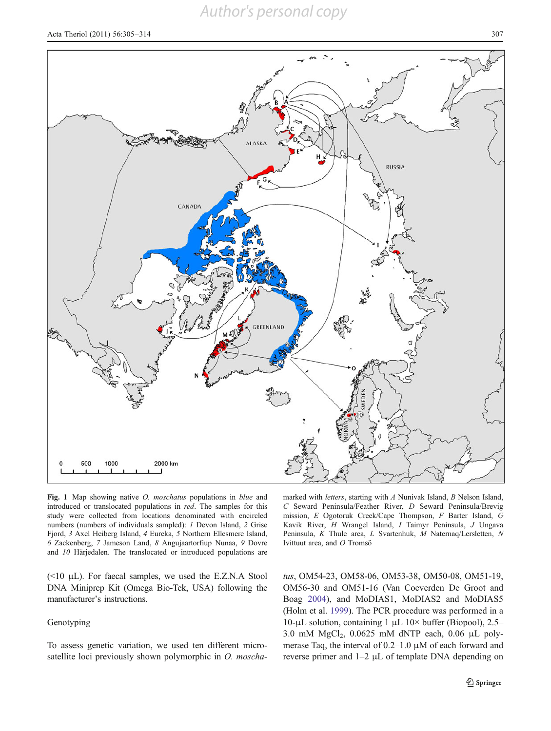**Fig. 1** Map showing native *O. moschatus* populations in *blue* and introduced or translocated populations in *red*. The samples for this study were collected from locations denominated with encircled numbers (numbers of individuals sampled): *1* Devon Island, *2* Grise Fjord, *3* Axel Heiberg Island, *4* Eureka, *5* Northern Ellesmere Island, *6* Zackenberg, *7* Jameson Land, *8* Angujaartorfiup Nunaa, *9* Dovre and *10* Härjedalen. The translocated or introduced populations are marked with *letters*, starting with *A* Nunivak Island, *B* Nelson Island, *C* Seward Peninsula/Feather River, *D* Seward Peninsula/Brevig mission, *E* Ogotoruk Creek/Cape Thompson, *F* Barter Island, *G* Kavik River, *H* Wrangel Island, *I* Taimyr Peninsula, *J* Ungava Peninsula, *K* Thule area, *L* Svartenhuk, *M* Naternaq/Lersletten, *N* Ivittuut area, and *O* Tromsö

(<10 μL). For faecal samples, we used the E.Z.N.A Stool DNA Miniprep Kit (Omega Bio-Tek, USA) following the manufacturer's instructions.

## Genotyping

To assess genetic variation, we used ten different microsatellite loci previously shown polymorphic in *O. moschatus*, OM54-23, OM58-06, OM53-38, OM50-08, OM51-19, OM56-30 and OM51-16 (Van Coeverden De Groot and Boag 2004), and MoDIAS1, MoDIAS2 and MoDIAS5 (Holm et al. 1999). The PCR procedure was performed in a 10-μL solution, containing 1 μL 10× buffer (Biopool), 2.5–3.0 mM $MgCl_2$, 0.0625 mM dNTP each, 0.06 μL polymerase Taq, the interval of 0.2–1.0 μM of each forward and reverse primer and 1–2 μL of template DNA depending on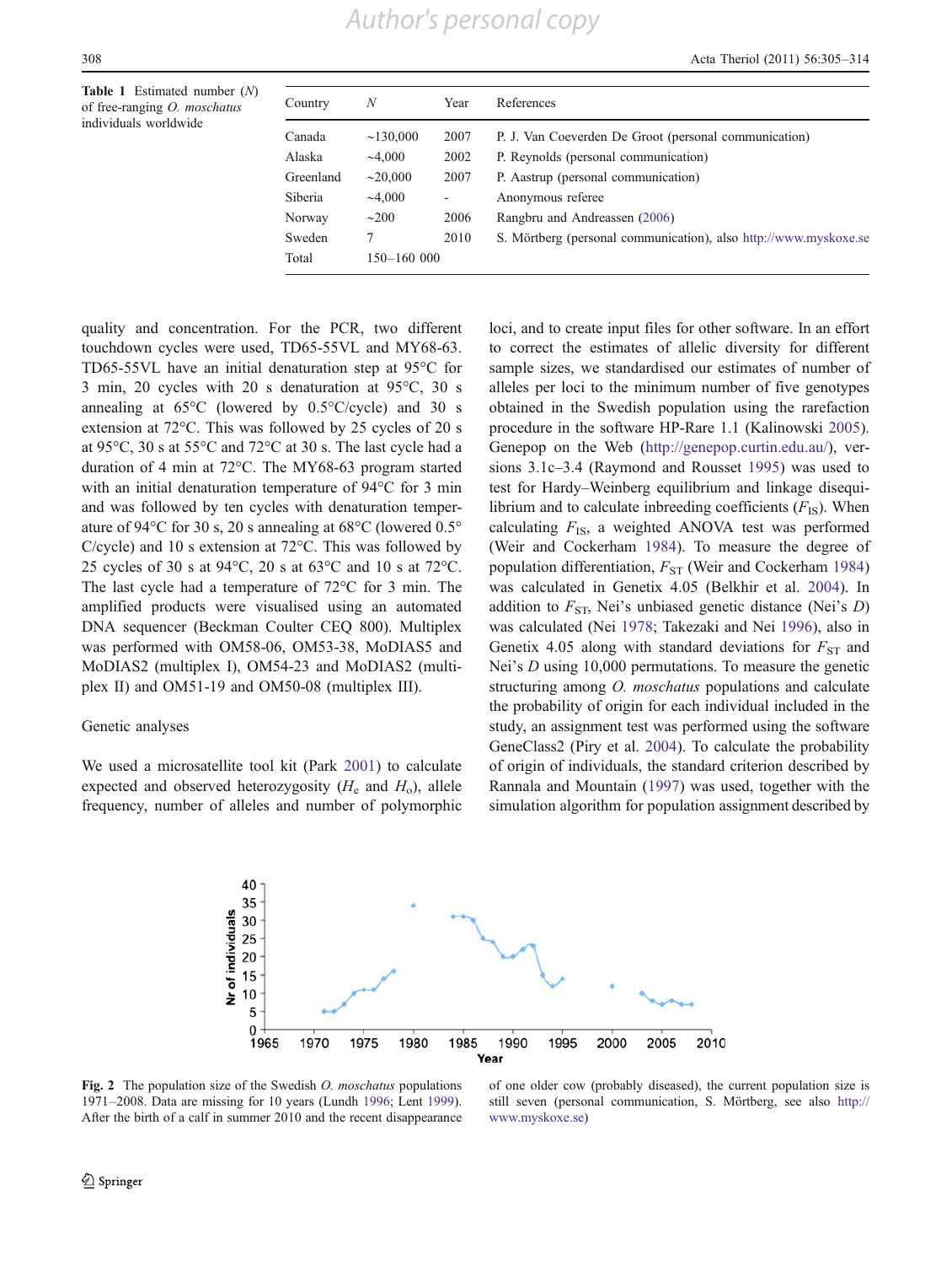**Table 1** Estimated number ($N$) of free-ranging *O. moschatus* individuals worldwide

| Country | $N$ | Year | References |
|---|---|---|---|
| Canada | ~130,000 | 2007 | P. J. Van Coeverden De Groot (personal communication) |
| Alaska | ~4,000 | 2002 | P. Reynolds (personal communication) |
| Greenland | ~20,000 | 2007 | P. Aastrup (personal communication) |
| Siberia | ~4,000 | - | Anonymous referee |
| Norway | ~200 | 2006 | Rangbru and Andreassen (2006) |
| Sweden | 7 | 2010 | S. Mörtberg (personal communication), also http://www.myskoxe.se |
| Total | 150–160 000 | | |

quality and concentration. For the PCR, two different touchdown cycles were used, TD65-55VL and MY68-63. TD65-55VL have an initial denaturation step at 95°C for 3 min, 20 cycles with 20 s denaturation at 95°C, 30 s annealing at 65°C (lowered by 0.5°C/cycle) and 30 s extension at 72°C. This was followed by 25 cycles of 20 s at 95°C, 30 s at 55°C and 72°C at 30 s. The last cycle had a duration of 4 min at 72°C. The MY68-63 program started with an initial denaturation temperature of 94°C for 3 min and was followed by ten cycles with denaturation temperature of 94°C for 30 s, 20 s annealing at 68°C (lowered 0.5° C/cycle) and 10 s extension at 72°C. This was followed by 25 cycles of 30 s at 94°C, 20 s at 63°C and 10 s at 72°C. The last cycle had a temperature of 72°C for 3 min. The amplified products were visualised using an automated DNA sequencer (Beckman Coulter CEQ 800). Multiplex was performed with OM58-06, OM53-38, MoDIAS5 and MoDIAS2 (multiplex I), OM54-23 and MoDIAS2 (multiplex II) and OM51-19 and OM50-08 (multiplex III).

## Genetic analyses

We used a microsatellite tool kit (Park 2001) to calculate expected and observed heterozygosity ($H_e$ and $H_o$), allele frequency, number of alleles and number of polymorphic loci, and to create input files for other software. In an effort to correct the estimates of allelic diversity for different sample sizes, we standardised our estimates of number of alleles per loci to the minimum number of five genotypes obtained in the Swedish population using the rarefaction procedure in the software HP-Rare 1.1 (Kalinowski 2005). Genepop on the Web (http://genepop.curtin.edu.au/), versions 3.1c–3.4 (Raymond and Rousset 1995) was used to test for Hardy–Weinberg equilibrium and linkage disequilibrium and to calculate inbreeding coefficients ($F_{IS}$). When calculating $F_{IS}$, a weighted ANOVA test was performed (Weir and Cockerham 1984). To measure the degree of population differentiation, $F_{ST}$ (Weir and Cockerham 1984) was calculated in Genetix 4.05 (Belkhir et al. 2004). In addition to $F_{ST}$, Nei's unbiased genetic distance (Nei's $D$) was calculated (Nei 1978; Takezaki and Nei 1996), also in Genetix 4.05 along with standard deviations for $F_{ST}$ and Nei's $D$ using 10,000 permutations. To measure the genetic structuring among *O. moschatus* populations and calculate the probability of origin for each individual included in the study, an assignment test was performed using the software GeneClass2 (Piry et al. 2004). To calculate the probability of origin of individuals, the standard criterion described by Rannala and Mountain (1997) was used, together with the simulation algorithm for population assignment described by

**Fig. 2** The population size of the Swedish *O. moschatus* populations 1971–2008. Data are missing for 10 years (Lundh 1996; Lent 1999). After the birth of a calf in summer 2010 and the recent disappearance of one older cow (probably diseased), the current population size is still seven (personal communication, S. Mörtberg, see also http://www.myskoxe.se)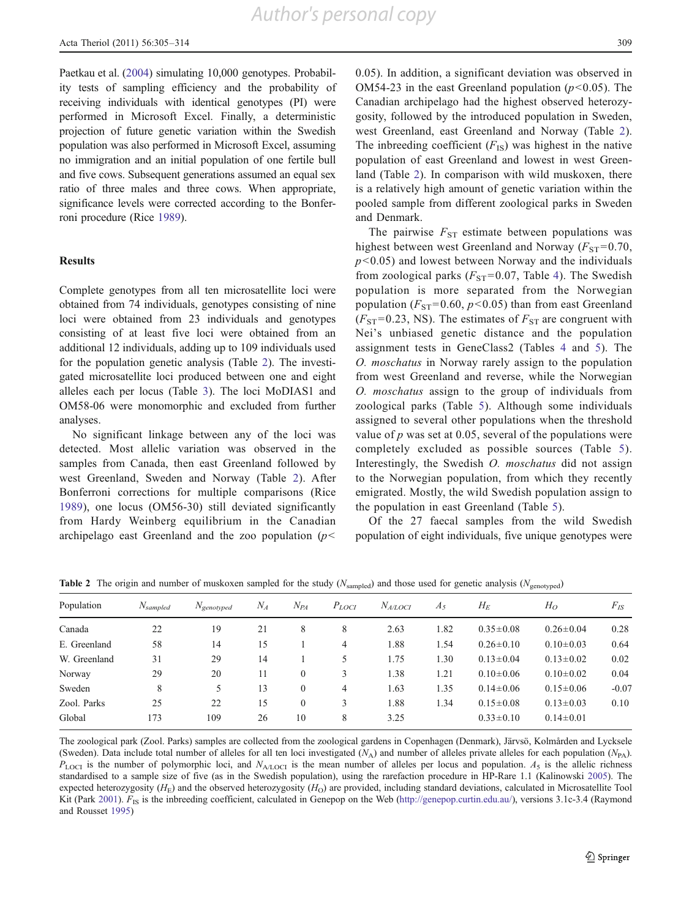Paetkau et al. (2004) simulating 10,000 genotypes. Probability tests of sampling efficiency and the probability of receiving individuals with identical genotypes (PI) were performed in Microsoft Excel. Finally, a deterministic projection of future genetic variation within the Swedish population was also performed in Microsoft Excel, assuming no immigration and an initial population of one fertile bull and five cows. Subsequent generations assumed an equal sex ratio of three males and three cows. When appropriate, significance levels were corrected according to the Bonferroni procedure (Rice 1989).

## Results

Complete genotypes from all ten microsatellite loci were obtained from 74 individuals, genotypes consisting of nine loci were obtained from 23 individuals and genotypes consisting of at least five loci were obtained from an additional 12 individuals, adding up to 109 individuals used for the population genetic analysis (Table 2). The investigated microsatellite loci produced between one and eight alleles each per locus (Table 3). The loci MoDIAS1 and OM58-06 were monomorphic and excluded from further analyses.

No significant linkage between any of the loci was detected. Most allelic variation was observed in the samples from Canada, then east Greenland followed by west Greenland, Sweden and Norway (Table 2). After Bonferroni corrections for multiple comparisons (Rice 1989), one locus (OM56-30) still deviated significantly from Hardy Weinberg equilibrium in the Canadian archipelago east Greenland and the zoo population ($p<$ 0.05). In addition, a significant deviation was observed in OM54-23 in the east Greenland population ($p<0.05$). The Canadian archipelago had the highest observed heterozygosity, followed by the introduced population in Sweden, west Greenland, east Greenland and Norway (Table 2). The inbreeding coefficient ($F_{IS}$) was highest in the native population of east Greenland and lowest in west Greenland (Table 2). In comparison with wild muskoxen, there is a relatively high amount of genetic variation within the pooled sample from different zoological parks in Sweden and Denmark.

The pairwise $F_{ST}$ estimate between populations was highest between west Greenland and Norway ($F_{ST}=0.70$, $p<0.05$) and lowest between Norway and the individuals from zoological parks ($F_{ST}=0.07$, Table 4). The Swedish population is more separated from the Norwegian population ($F_{ST}=0.60$, $p<0.05$) than from east Greenland ($F_{ST}=0.23$, NS). The estimates of $F_{ST}$ are congruent with Nei's unbiased genetic distance and the population assignment tests in GeneClass2 (Tables 4 and 5). The *O. moschatus* in Norway rarely assign to the population from west Greenland and reverse, while the Norwegian *O. moschatus* assign to the group of individuals from zoological parks (Table 5). Although some individuals assigned to several other populations when the threshold value of $p$ was set at 0.05, several of the populations were completely excluded as possible sources (Table 5). Interestingly, the Swedish *O. moschatus* did not assign to the Norwegian population, from which they recently emigrated. Mostly, the wild Swedish population assign to the population in east Greenland (Table 5).

Of the 27 faecal samples from the wild Swedish population of eight individuals, five unique genotypes were

**Table 2** The origin and number of muskoxen sampled for the study ($N_{sampled}$) and those used for genetic analysis ($N_{genotyped}$)

| Population | $N_{sampled}$ | $N_{genotyped}$ | $N_A$ | $N_{PA}$ | $P_{LOCI}$ | $N_{A/LOCI}$ | $A_5$ | $H_E$ | $H_O$ | $F_{IS}$ |
|---|---|---|---|---|---|---|---|---|---|---|
| Canada | 22 | 19 | 21 | 8 | 8 | 2.63 | 1.82 | 0.35±0.08 | 0.26±0.04 | 0.28 |
| E. Greenland | 58 | 14 | 15 | 1 | 4 | 1.88 | 1.54 | 0.26±0.10 | 0.10±0.03 | 0.64 |
| W. Greenland | 31 | 29 | 14 | 1 | 5 | 1.75 | 1.30 | 0.13±0.04 | 0.13±0.02 | 0.02 |
| Norway | 29 | 20 | 11 | 0 | 3 | 1.38 | 1.21 | 0.10±0.06 | 0.10±0.02 | 0.04 |
| Sweden | 8 | 5 | 13 | 0 | 4 | 1.63 | 1.35 | 0.14±0.06 | 0.15±0.06 | -0.07 |
| Zool. Parks | 25 | 22 | 15 | 0 | 3 | 1.88 | 1.34 | 0.15±0.08 | 0.13±0.03 | 0.10 |
| Global | 173 | 109 | 26 | 10 | 8 | 3.25 | | 0.33±0.10 | 0.14±0.01 | |

The zoological park (Zool. Parks) samples are collected from the zoological gardens in Copenhagen (Denmark), Järvsö, Kolmården and Lycksele (Sweden). Data include total number of alleles for all ten loci investigated ($N_A$) and number of alleles private alleles for each population ($N_{PA}$). $P_{LOCI}$ is the number of polymorphic loci, and $N_{A/LOCI}$ is the mean number of alleles per locus and population. $A_5$ is the allelic richness standardised to a sample size of five (as in the Swedish population), using the rarefaction procedure in HP-Rare 1.1 (Kalinowski 2005). The expected heterozygosity ($H_E$) and the observed heterozygosity ($H_O$) are provided, including standard deviations, calculated in Microsatellite Tool Kit (Park 2001). $F_{IS}$ is the inbreeding coefficient, calculated in Genepop on the Web (http://genepop.curtin.edu.au/), versions 3.1c-3.4 (Raymond and Rousset 1995)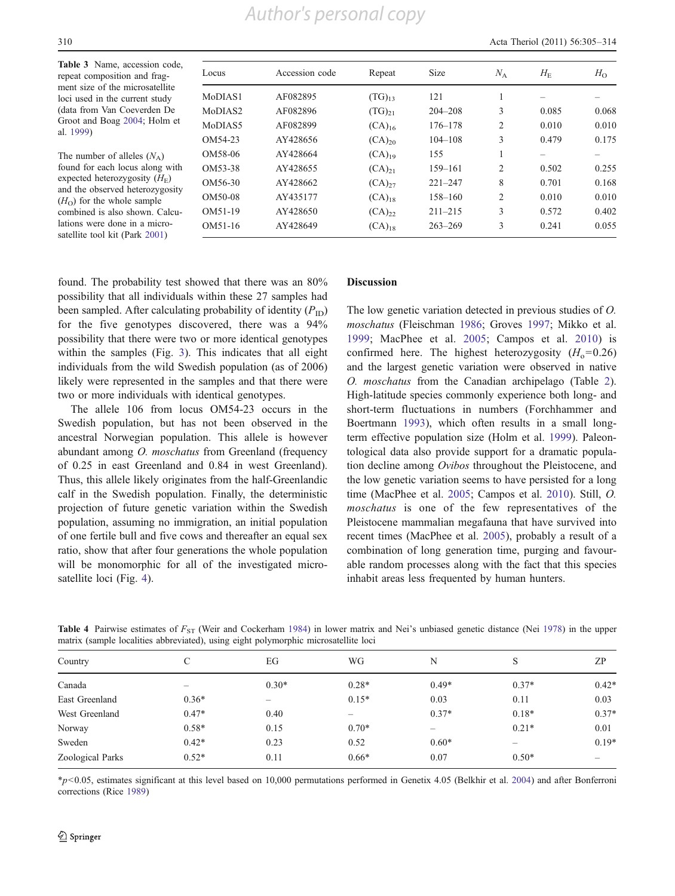**Table 3** Name, accession code, repeat composition and fragment size of the microsatellite loci used in the current study (data from Van Coeverden De Groot and Boag 2004; Holm et al. 1999)

The number of alleles ($N_A$) found for each locus along with expected heterozygosity ($H_E$) and the observed heterozygosity ($H_O$) for the whole sample combined is also shown. Calculations were done in a microsatellite tool kit (Park 2001)

| Locus | Accession code | Repeat | Size | $N_A$ | $H_E$ | $H_O$ |
|---|---|---|---|---|---|---|
| MoDIAS1 | AF082895 | $(TG)_{13}$ | 121 | 1 | – | – |
| MoDIAS2 | AF082896 | $(TG)_{21}$ | 204–208 | 3 | 0.085 | 0.068 |
| MoDIAS5 | AF082899 | $(CA)_{16}$ | 176–178 | 2 | 0.010 | 0.010 |
| OM54-23 | AY428656 | $(CA)_{20}$ | 104–108 | 3 | 0.479 | 0.175 |
| OM58-06 | AY428664 | $(CA)_{19}$ | 155 | 1 | – | – |
| OM53-38 | AY428655 | $(CA)_{21}$ | 159–161 | 2 | 0.502 | 0.255 |
| OM56-30 | AY428662 | $(CA)_{27}$ | 221–247 | 8 | 0.701 | 0.168 |
| OM50-08 | AY435177 | $(CA)_{18}$ | 158–160 | 2 | 0.010 | 0.010 |
| OM51-19 | AY428650 | $(CA)_{22}$ | 211–215 | 3 | 0.572 | 0.402 |
| OM51-16 | AY428649 | $(CA)_{18}$ | 263–269 | 3 | 0.241 | 0.055 |

found. The probability test showed that there was an 80% possibility that all individuals within these 27 samples had been sampled. After calculating probability of identity ($P_{ID}$) for the five genotypes discovered, there was a 94% possibility that there were two or more identical genotypes within the samples (Fig. 3). This indicates that all eight individuals from the wild Swedish population (as of 2006) likely were represented in the samples and that there were two or more individuals with identical genotypes.

The allele 106 from locus OM54-23 occurs in the Swedish population, but has not been observed in the ancestral Norwegian population. This allele is however abundant among *O. moschatus* from Greenland (frequency of 0.25 in east Greenland and 0.84 in west Greenland). Thus, this allele likely originates from the half-Greenlandic calf in the Swedish population. Finally, the deterministic projection of future genetic variation within the Swedish population, assuming no immigration, an initial population of one fertile bull and five cows and thereafter an equal sex ratio, show that after four generations the whole population will be monomorphic for all of the investigated microsatellite loci (Fig. 4).

## Discussion

The low genetic variation detected in previous studies of *O. moschatus* (Fleischman 1986; Groves 1997; Mikko et al. 1999; MacPhee et al. 2005; Campos et al. 2010) is confirmed here. The highest heterozygosity ($H_o$=0.26) and the largest genetic variation were observed in native *O. moschatus* from the Canadian archipelago (Table 2). High-latitude species commonly experience both long- and short-term fluctuations in numbers (Forchhammer and Boertmann 1993), which often results in a small long-term effective population size (Holm et al. 1999). Paleontological data also provide support for a dramatic population decline among *Ovibos* throughout the Pleistocene, and the low genetic variation seems to have persisted for a long time (MacPhee et al. 2005; Campos et al. 2010). Still, *O. moschatus* is one of the few representatives of the Pleistocene mammalian megafauna that have survived into recent times (MacPhee et al. 2005), probably a result of a combination of long generation time, purging and favourable random processes along with the fact that this species inhabit areas less frequented by human hunters.

**Table 4** Pairwise estimates of $F_{ST}$ (Weir and Cockerham 1984) in lower matrix and Nei's unbiased genetic distance (Nei 1978) in the upper matrix (sample localities abbreviated), using eight polymorphic microsatellite loci

| Country | C | EG | WG | N | S | ZP |
|---|---|---|---|---|---|---|
| Canada | – | 0.30* | 0.28* | 0.49* | 0.37* | 0.42* |
| East Greenland | 0.36* | – | 0.15* | 0.03 | 0.11 | 0.03 |
| West Greenland | 0.47* | 0.40 | – | 0.37* | 0.18* | 0.37* |
| Norway | 0.58* | 0.15 | 0.70* | – | 0.21* | 0.01 |
| Sweden | 0.42* | 0.23 | 0.52 | 0.60* | – | 0.19* |
| Zoological Parks | 0.52* | 0.11 | 0.66* | 0.07 | 0.50* | – |

*$p<0.05$, estimates significant at this level based on 10,000 permutations performed in Genetix 4.05 (Belkhir et al. 2004) and after Bonferroni corrections (Rice 1989)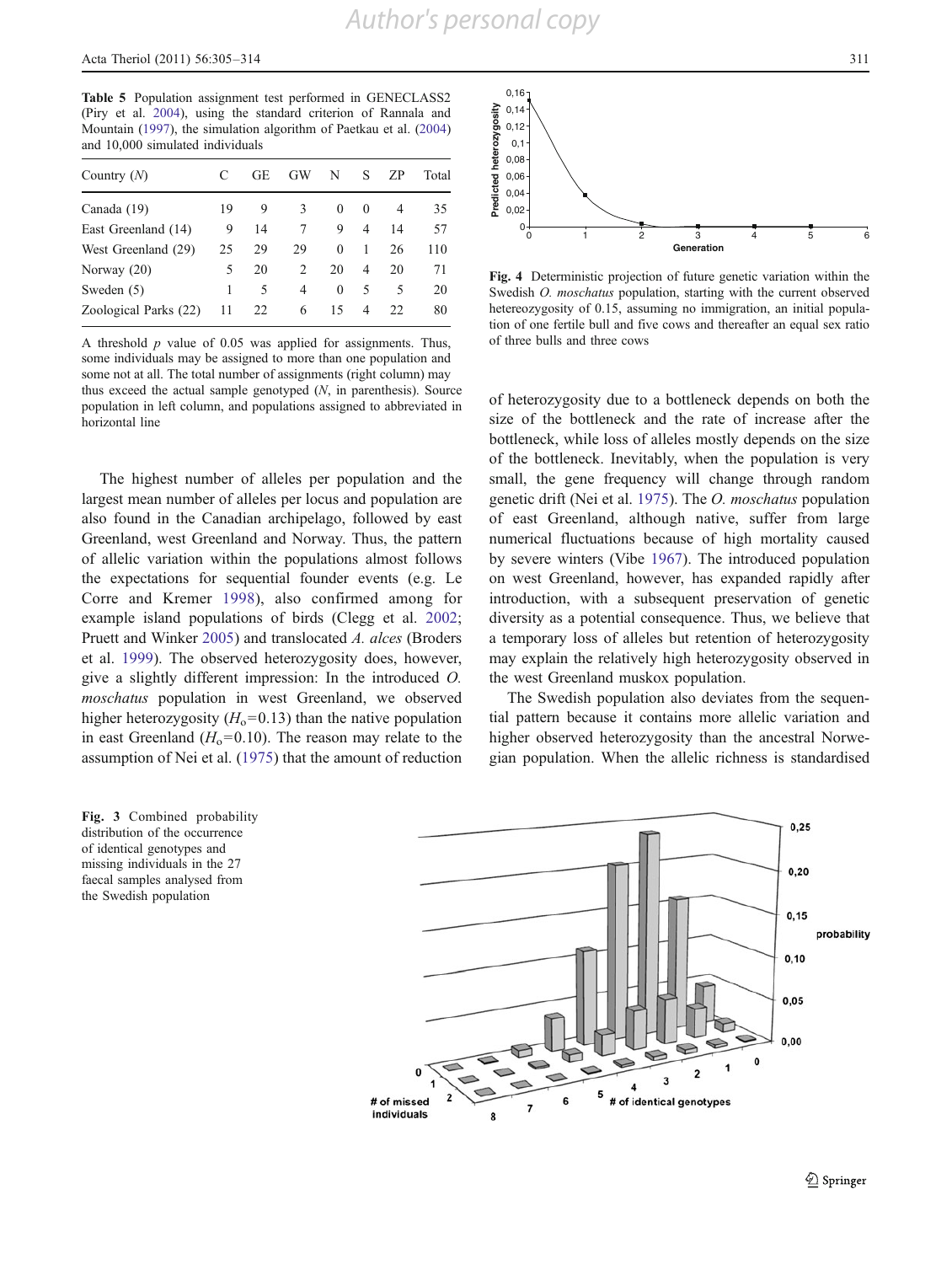**Table 5** Population assignment test performed in GENECLASS2 (Piry et al. 2004), using the standard criterion of Rannala and Mountain (1997), the simulation algorithm of Paetkau et al. (2004) and 10,000 simulated individuals

| Country (*N*) | C | GE | GW | N | S | ZP | Total |
|---|---|---|---|---|---|---|---|
| Canada (19) | 19 | 9 | 3 | 0 | 0 | 4 | 35 |
| East Greenland (14) | 9 | 14 | 7 | 9 | 4 | 14 | 57 |
| West Greenland (29) | 25 | 29 | 29 | 0 | 1 | 26 | 110 |
| Norway (20) | 5 | 20 | 2 | 20 | 4 | 20 | 71 |
| Sweden (5) | 1 | 5 | 4 | 0 | 5 | 5 | 20 |
| Zoological Parks (22) | 11 | 22 | 6 | 15 | 4 | 22 | 80 |

A threshold *p* value of 0.05 was applied for assignments. Thus, some individuals may be assigned to more than one population and some not at all. The total number of assignments (right column) may thus exceed the actual sample genotyped (*N*, in parenthesis). Source population in left column, and populations assigned to abbreviated in horizontal line

The highest number of alleles per population and the largest mean number of alleles per locus and population are also found in the Canadian archipelago, followed by east Greenland, west Greenland and Norway. Thus, the pattern of allelic variation within the populations almost follows the expectations for sequential founder events (e.g. Le Corre and Kremer 1998), also confirmed among for example island populations of birds (Clegg et al. 2002; Pruett and Winker 2005) and translocated *A. alces* (Broders et al. 1999). The observed heterozygosity does, however, give a slightly different impression: In the introduced *O. moschatus* population in west Greenland, we observed higher heterozygosity ($H_o$=0.13) than the native population in east Greenland ($H_o$=0.10). The reason may relate to the assumption of Nei et al. (1975) that the amount of reduction of heterozygosity due to a bottleneck depends on both the size of the bottleneck and the rate of increase after the bottleneck, while loss of alleles mostly depends on the size of the bottleneck. Inevitably, when the population is very small, the gene frequency will change through random genetic drift (Nei et al. 1975). The *O. moschatus* population of east Greenland, although native, suffer from large numerical fluctuations because of high mortality caused by severe winters (Vibe 1967). The introduced population on west Greenland, however, has expanded rapidly after introduction, with a subsequent preservation of genetic diversity as a potential consequence. Thus, we believe that a temporary loss of alleles but retention of heterozygosity may explain the relatively high heterozygosity observed in the west Greenland muskox population.

The Swedish population also deviates from the sequential pattern because it contains more allelic variation and higher observed heterozygosity than the ancestral Norwegian population. When the allelic richness is standardised

**Fig. 4** Deterministic projection of future genetic variation within the Swedish *O. moschatus* population, starting with the current observed hetereozygosity of 0.15, assuming no immigration, an initial population of one fertile bull and five cows and thereafter an equal sex ratio of three bulls and three cows

**Fig. 3** Combined probability distribution of the occurrence of identical genotypes and missing individuals in the 27 faecal samples analysed from the Swedish population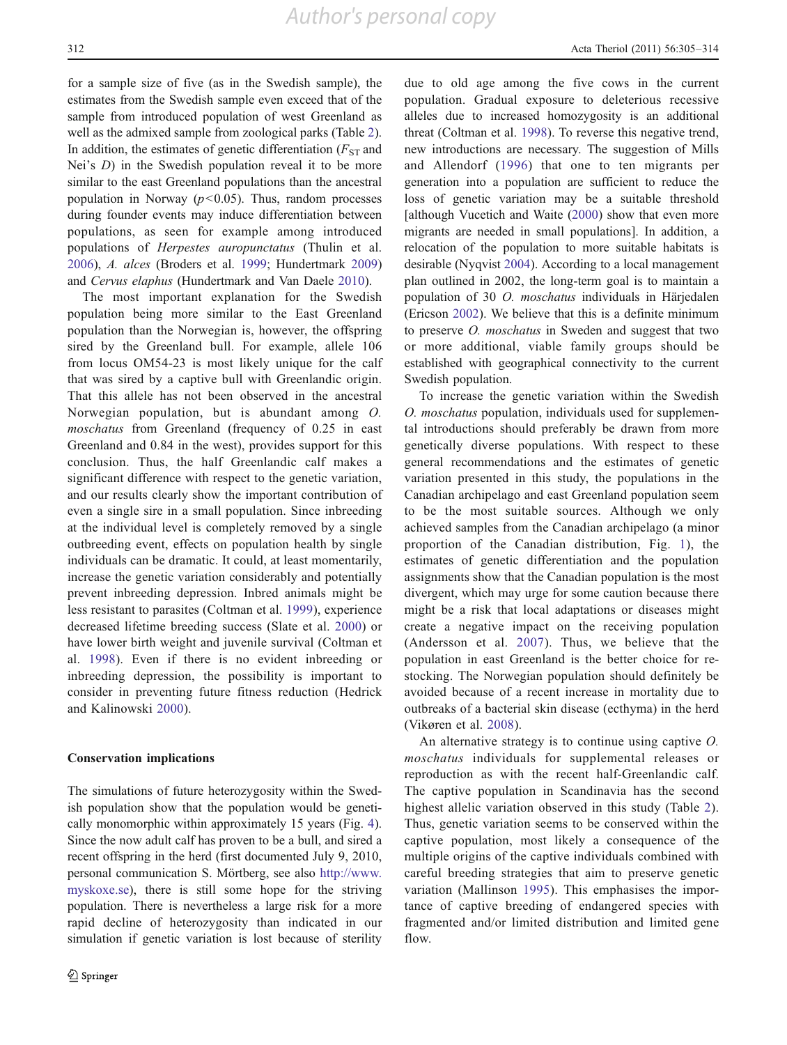for a sample size of five (as in the Swedish sample), the estimates from the Swedish sample even exceed that of the sample from introduced population of west Greenland as well as the admixed sample from zoological parks (Table 2). In addition, the estimates of genetic differentiation ($F_{ST}$ and Nei's $D$) in the Swedish population reveal it to be more similar to the east Greenland populations than the ancestral population in Norway ($p < 0.05$). Thus, random processes during founder events may induce differentiation between populations, as seen for example among introduced populations of *Herpestes auropunctatus* (Thulin et al. 2006), *A. alces* (Broders et al. 1999; Hundertmark 2009) and *Cervus elaphus* (Hundertmark and Van Daele 2010).

The most important explanation for the Swedish population being more similar to the East Greenland population than the Norwegian is, however, the offspring sired by the Greenland bull. For example, allele 106 from locus OM54-23 is most likely unique for the calf that was sired by a captive bull with Greenlandic origin. That this allele has not been observed in the ancestral Norwegian population, but is abundant among *O. moschatus* from Greenland (frequency of 0.25 in east Greenland and 0.84 in the west), provides support for this conclusion. Thus, the half Greenlandic calf makes a significant difference with respect to the genetic variation, and our results clearly show the important contribution of even a single sire in a small population. Since inbreeding at the individual level is completely removed by a single outbreeding event, effects on population health by single individuals can be dramatic. It could, at least momentarily, increase the genetic variation considerably and potentially prevent inbreeding depression. Inbred animals might be less resistant to parasites (Coltman et al. 1999), experience decreased lifetime breeding success (Slate et al. 2000) or have lower birth weight and juvenile survival (Coltman et al. 1998). Even if there is no evident inbreeding or inbreeding depression, the possibility is important to consider in preventing future fitness reduction (Hedrick and Kalinowski 2000).

## Conservation implications

The simulations of future heterozygosity within the Swedish population show that the population would be genetically monomorphic within approximately 15 years (Fig. 4). Since the now adult calf has proven to be a bull, and sired a recent offspring in the herd (first documented July 9, 2010, personal communication S. Mörtberg, see also http://www.myskoxe.se), there is still some hope for the striving population. There is nevertheless a large risk for a more rapid decline of heterozygosity than indicated in our simulation if genetic variation is lost because of sterility due to old age among the five cows in the current population. Gradual exposure to deleterious recessive alleles due to increased homozygosity is an additional threat (Coltman et al. 1998). To reverse this negative trend, new introductions are necessary. The suggestion of Mills and Allendorf (1996) that one to ten migrants per generation into a population are sufficient to reduce the loss of genetic variation may be a suitable threshold [although Vucetich and Waite (2000) show that even more migrants are needed in small populations]. In addition, a relocation of the population to more suitable habitats is desirable (Nyqvist 2004). According to a local management plan outlined in 2002, the long-term goal is to maintain a population of 30 *O. moschatus* individuals in Härjedalen (Ericson 2002). We believe that this is a definite minimum to preserve *O. moschatus* in Sweden and suggest that two or more additional, viable family groups should be established with geographical connectivity to the current Swedish population.

To increase the genetic variation within the Swedish *O. moschatus* population, individuals used for supplemental introductions should preferably be drawn from more genetically diverse populations. With respect to these general recommendations and the estimates of genetic variation presented in this study, the populations in the Canadian archipelago and east Greenland population seem to be the most suitable sources. Although we only achieved samples from the Canadian archipelago (a minor proportion of the Canadian distribution, Fig. 1), the estimates of genetic differentiation and the population assignments show that the Canadian population is the most divergent, which may urge for some caution because there might be a risk that local adaptations or diseases might create a negative impact on the receiving population (Andersson et al. 2007). Thus, we believe that the population in east Greenland is the better choice for re-stocking. The Norwegian population should definitely be avoided because of a recent increase in mortality due to outbreaks of a bacterial skin disease (ecthyma) in the herd (Vikøren et al. 2008).

An alternative strategy is to continue using captive *O. moschatus* individuals for supplemental releases or reproduction as with the recent half-Greenlandic calf. The captive population in Scandinavia has the second highest allelic variation observed in this study (Table 2). Thus, genetic variation seems to be conserved within the captive population, most likely a consequence of the multiple origins of the captive individuals combined with careful breeding strategies that aim to preserve genetic variation (Mallinson 1995). This emphasises the importance of captive breeding of endangered species with fragmented and/or limited distribution and limited gene flow.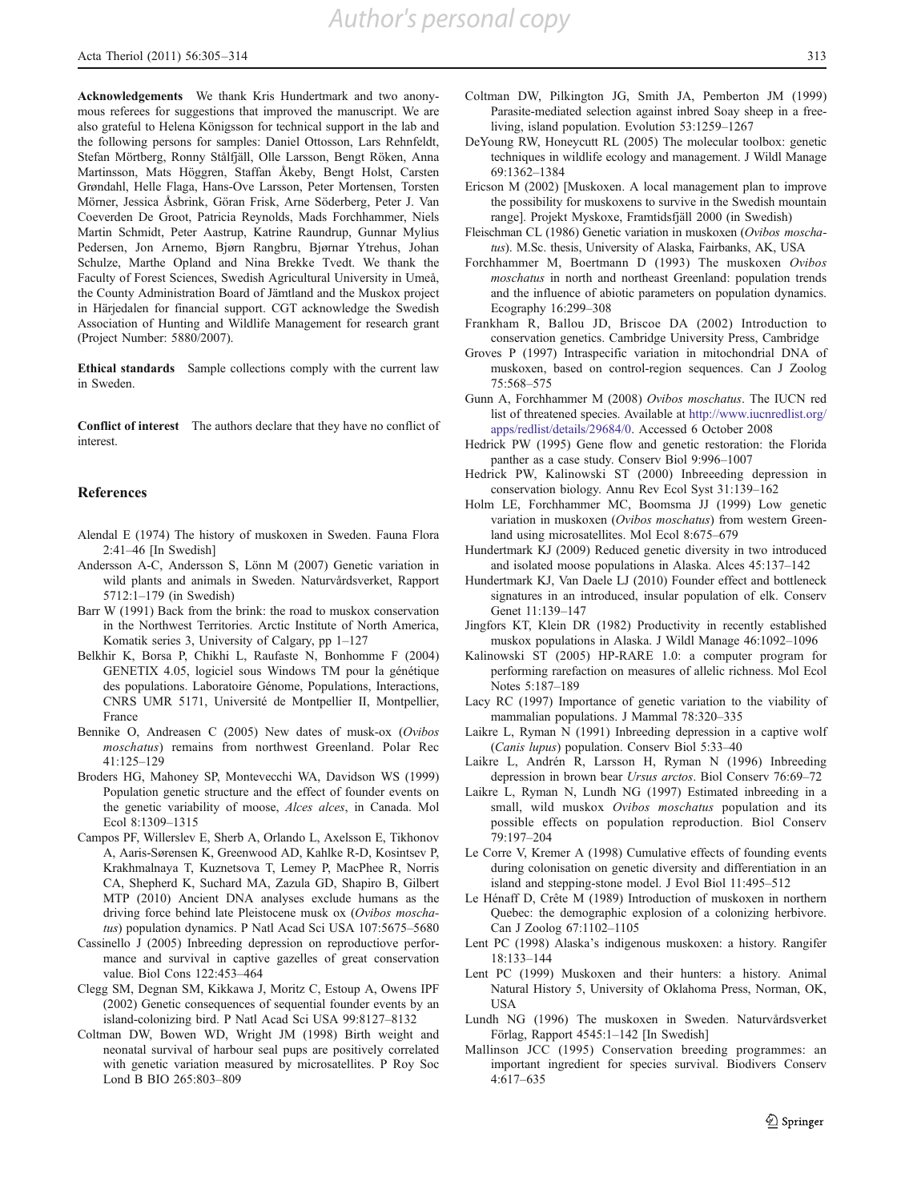**Acknowledgements** We thank Kris Hundertmark and two anonymous referees for suggestions that improved the manuscript. We are also grateful to Helena Königsson for technical support in the lab and the following persons for samples: Daniel Ottosson, Lars Rehnfeldt, Stefan Mörtberg, Ronny Stålfjäll, Olle Larsson, Bengt Röken, Anna Martinsson, Mats Höggren, Staffan Åkeby, Bengt Holst, Carsten Grøndahl, Helle Flaga, Hans-Ove Larsson, Peter Mortensen, Torsten Mörner, Jessica Åsbrink, Göran Frisk, Arne Söderberg, Peter J. Van Coeverden De Groot, Patricia Reynolds, Mads Forchhammer, Niels Martin Schmidt, Peter Aastrup, Katrine Raundrup, Gunnar Mylius Pedersen, Jon Arnemo, Bjørn Rangbru, Bjørnar Ytrehus, Johan Schulze, Marthe Opland and Nina Brekke Tvedt. We thank the Faculty of Forest Sciences, Swedish Agricultural University in Umeå, the County Administration Board of Jämtland and the Muskox project in Härjedalen for financial support. CGT acknowledge the Swedish Association of Hunting and Wildlife Management for research grant (Project Number: 5880/2007).

**Ethical standards** Sample collections comply with the current law in Sweden.

**Conflict of interest** The authors declare that they have no conflict of interest.

## References

Alendal E (1974) The history of muskoxen in Sweden. Fauna Flora 2:41–46 [In Swedish]

Andersson A-C, Andersson S, Lönn M (2007) Genetic variation in wild plants and animals in Sweden. Naturvårdsverket, Rapport 5712:1–179 (in Swedish)

Barr W (1991) Back from the brink: the road to muskox conservation in the Northwest Territories. Arctic Institute of North America, Komatik series 3, University of Calgary, pp 1–127

Belkhir K, Borsa P, Chikhi L, Raufaste N, Bonhomme F (2004) GENETIX 4.05, logiciel sous Windows TM pour la génétique des populations. Laboratoire Génome, Populations, Interactions, CNRS UMR 5171, Université de Montpellier II, Montpellier, France

Bennike O, Andreasen C (2005) New dates of musk-ox (*Ovibos moschatus*) remains from northwest Greenland. Polar Rec 41:125–129

Broders HG, Mahoney SP, Montevecchi WA, Davidson WS (1999) Population genetic structure and the effect of founder events on the genetic variability of moose, *Alces alces*, in Canada. Mol Ecol 8:1309–1315

Campos PF, Willerslev E, Sherb A, Orlando L, Axelsson E, Tikhonov A, Aaris-Sørensen K, Greenwood AD, Kahlke R-D, Kosintsev P, Krakhmalnaya T, Kuznetsova T, Lemey P, MacPhee R, Norris CA, Shepherd K, Suchard MA, Zazula GD, Shapiro B, Gilbert MTP (2010) Ancient DNA analyses exclude humans as the driving force behind late Pleistocene musk ox (*Ovibos moschatus*) population dynamics. P Natl Acad Sci USA 107:5675–5680

Cassinello J (2005) Inbreeding depression on reproductive performance and survival in captive gazelles of great conservation value. Biol Cons 122:453–464

Clegg SM, Degnan SM, Kikkawa J, Moritz C, Estoup A, Owens IPF (2002) Genetic consequences of sequential founder events by an island-colonizing bird. P Natl Acad Sci USA 99:8127–8132

Coltman DW, Bowen WD, Wright JM (1998) Birth weight and neonatal survival of harbour seal pups are positively correlated with genetic variation measured by microsatellites. P Roy Soc Lond B BIO 265:803–809

Coltman DW, Pilkington JG, Smith JA, Pemberton JM (1999) Parasite-mediated selection against inbred Soay sheep in a free-living, island population. Evolution 53:1259–1267

DeYoung RW, Honeycutt RL (2005) The molecular toolbox: genetic techniques in wildlife ecology and management. J Wildl Manage 69:1362–1384

Ericson M (2002) [Muskoxen. A local management plan to improve the possibility for muskoxens to survive in the Swedish mountain range]. Projekt Myskoxe, Framtidsfjäll 2000 (in Swedish)

Fleischman CL (1986) Genetic variation in muskoxen (*Ovibos moschatus*). M.Sc. thesis, University of Alaska, Fairbanks, AK, USA

Forchhammer M, Boertmann D (1993) The muskoxen *Ovibos moschatus* in north and northeast Greenland: population trends and the influence of abiotic parameters on population dynamics. Ecography 16:299–308

Frankham R, Ballou JD, Briscoe DA (2002) Introduction to conservation genetics. Cambridge University Press, Cambridge

Groves P (1997) Intraspecific variation in mitochondrial DNA of muskoxen, based on control-region sequences. Can J Zoolog 75:568–575

Gunn A, Forchhammer M (2008) *Ovibos moschatus*. The IUCN red list of threatened species. Available at http://www.iucnredlist.org/apps/redlist/details/29684/0. Accessed 6 October 2008

Hedrick PW (1995) Gene flow and genetic restoration: the Florida panther as a case study. Conserv Biol 9:996–1007

Hedrick PW, Kalinowski ST (2000) Inbreeeding depression in conservation biology. Annu Rev Ecol Syst 31:139–162

Holm LE, Forchhammer MC, Boomsma JJ (1999) Low genetic variation in muskoxen (*Ovibos moschatus*) from western Greenland using microsatellites. Mol Ecol 8:675–679

Hundertmark KJ (2009) Reduced genetic diversity in two introduced and isolated moose populations in Alaska. Alces 45:137–142

Hundertmark KJ, Van Daele LJ (2010) Founder effect and bottleneck signatures in an introduced, insular population of elk. Conserv Genet 11:139–147

Jingfors KT, Klein DR (1982) Productivity in recently established muskox populations in Alaska. J Wildl Manage 46:1092–1096

Kalinowski ST (2005) HP-RARE 1.0: a computer program for performing rarefaction on measures of allelic richness. Mol Ecol Notes 5:187–189

Lacy RC (1997) Importance of genetic variation to the viability of mammalian populations. J Mammal 78:320–335

Laikre L, Ryman N (1991) Inbreeding depression in a captive wolf (*Canis lupus*) population. Conserv Biol 5:33–40

Laikre L, Andrén R, Larsson H, Ryman N (1996) Inbreeding depression in brown bear *Ursus arctos*. Biol Conserv 76:69–72

Laikre L, Ryman N, Lundh NG (1997) Estimated inbreeding in a small, wild muskox *Ovibos moschatus* population and its possible effects on population reproduction. Biol Conserv 79:197–204

Le Corre V, Kremer A (1998) Cumulative effects of founding events during colonisation on genetic diversity and differentiation in an island and stepping-stone model. J Evol Biol 11:495–512

Le Hénaff D, Crête M (1989) Introduction of muskoxen in northern Quebec: the demographic explosion of a colonizing herbivore. Can J Zoolog 67:1102–1105

Lent PC (1998) Alaska's indigenous muskoxen: a history. Rangifer 18:133–144

Lent PC (1999) Muskoxen and their hunters: a history. Animal Natural History 5, University of Oklahoma Press, Norman, OK, USA

Lundh NG (1996) The muskoxen in Sweden. Naturvårdsverket Förlag, Rapport 4545:1–142 [In Swedish]

Mallinson JCC (1995) Conservation breeding programmes: an important ingredient for species survival. Biodivers Conserv 4:617–635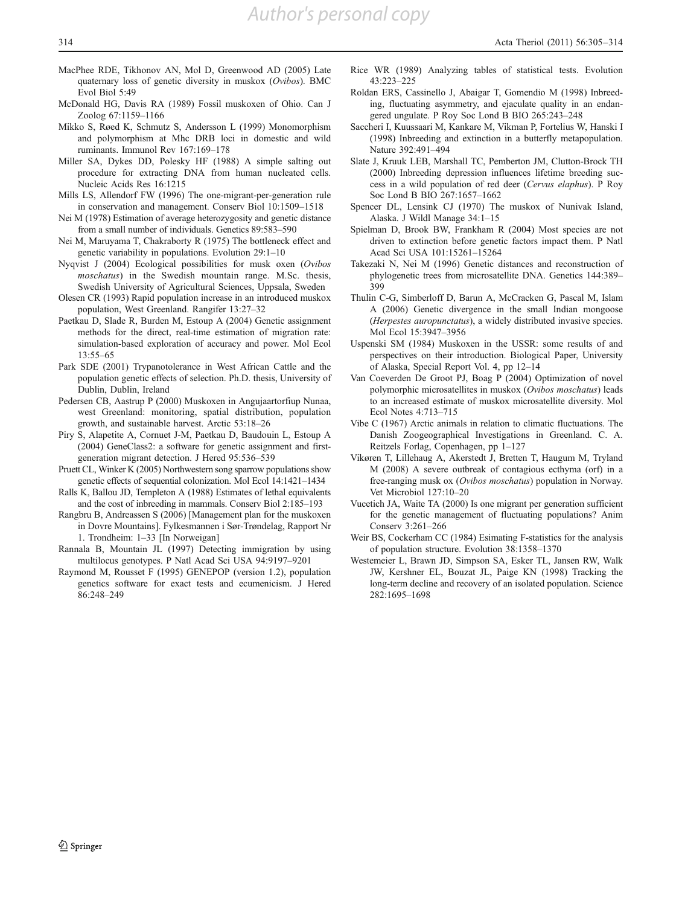MacPhee RDE, Tikhonov AN, Mol D, Greenwood AD (2005) Late quaternary loss of genetic diversity in muskox (*Ovibos*). BMC Evol Biol 5:49

McDonald HG, Davis RA (1989) Fossil muskoxen of Ohio. Can J Zoolog 67:1159–1166

Mikko S, Røed K, Schmutz S, Andersson L (1999) Monomorphism and polymorphism at Mhc DRB loci in domestic and wild ruminants. Immunol Rev 167:169–178

Miller SA, Dykes DD, Polesky HF (1988) A simple salting out procedure for extracting DNA from human nucleated cells. Nucleic Acids Res 16:1215

Mills LS, Allendorf FW (1996) The one-migrant-per-generation rule in conservation and management. Conserv Biol 10:1509–1518

Nei M (1978) Estimation of average heterozygosity and genetic distance from a small number of individuals. Genetics 89:583–590

Nei M, Maruyama T, Chakraborty R (1975) The bottleneck effect and genetic variability in populations. Evolution 29:1–10

Nyqvist J (2004) Ecological possibilities for musk oxen (*Ovibos moschatus*) in the Swedish mountain range. M.Sc. thesis, Swedish University of Agricultural Sciences, Uppsala, Sweden

Olesen CR (1993) Rapid population increase in an introduced muskox population, West Greenland. Rangifer 13:27–32

Paetkau D, Slade R, Burden M, Estoup A (2004) Genetic assignment methods for the direct, real-time estimation of migration rate: simulation-based exploration of accuracy and power. Mol Ecol 13:55–65

Park SDE (2001) Trypanotolerance in West African Cattle and the population genetic effects of selection. Ph.D. thesis, University of Dublin, Dublin, Ireland

Pedersen CB, Aastrup P (2000) Muskoxen in Angujaartorfiup Nunaa, west Greenland: monitoring, spatial distribution, population growth, and sustainable harvest. Arctic 53:18–26

Piry S, Alapetite A, Cornuet J-M, Paetkau D, Baudouin L, Estoup A (2004) GeneClass2: a software for genetic assignment and first-generation migrant detection. J Hered 95:536–539

Pruett CL, Winker K (2005) Northwestern song sparrow populations show genetic effects of sequential colonization. Mol Ecol 14:1421–1434

Ralls K, Ballou JD, Templeton A (1988) Estimates of lethal equivalents and the cost of inbreeding in mammals. Conserv Biol 2:185–193

Rangbru B, Andreassen S (2006) [Management plan for the muskoxen in Dovre Mountains]. Fylkesmannen i Sør-Trøndelag, Rapport Nr 1. Trondheim: 1–33 [In Norweigan]

Rannala B, Mountain JL (1997) Detecting immigration by using multilocus genotypes. P Natl Acad Sci USA 94:9197–9201

Raymond M, Rousset F (1995) GENEPOP (version 1.2), population genetics software for exact tests and ecumenicism. J Hered 86:248–249

Rice WR (1989) Analyzing tables of statistical tests. Evolution 43:223–225

Roldan ERS, Cassinello J, Abaigar T, Gomendio M (1998) Inbreeding, fluctuating asymmetry, and ejaculate quality in an endangered ungulate. P Roy Soc Lond B BIO 265:243–248

Saccheri I, Kuussaari M, Kankare M, Vikman P, Fortelius W, Hanski I (1998) Inbreeding and extinction in a butterfly metapopulation. Nature 392:491–494

Slate J, Kruuk LEB, Marshall TC, Pemberton JM, Clutton-Brock TH (2000) Inbreeding depression influences lifetime breeding success in a wild population of red deer (*Cervus elaphus*). P Roy Soc Lond B BIO 267:1657–1662

Spencer DL, Lensink CJ (1970) The muskox of Nunivak Island, Alaska. J Wildl Manage 34:1–15

Spielman D, Brook BW, Frankham R (2004) Most species are not driven to extinction before genetic factors impact them. P Natl Acad Sci USA 101:15261–15264

Takezaki N, Nei M (1996) Genetic distances and reconstruction of phylogenetic trees from microsatellite DNA. Genetics 144:389–399

Thulin C-G, Simberloff D, Barun A, McCracken G, Pascal M, Islam A (2006) Genetic divergence in the small Indian mongoose (*Herpestes auropunctatus*), a widely distributed invasive species. Mol Ecol 15:3947–3956

Uspenski SM (1984) Muskoxen in the USSR: some results of and perspectives on their introduction. Biological Paper, University of Alaska, Special Report Vol. 4, pp 12–14

Van Coeverden De Groot PJ, Boag P (2004) Optimization of novel polymorphic microsatellites in muskox (*Ovibos moschatus*) leads to an increased estimate of muskox microsatellite diversity. Mol Ecol Notes 4:713–715

Vibe C (1967) Arctic animals in relation to climatic fluctuations. The Danish Zoogeographical Investigations in Greenland. C. A. Reitzels Forlag, Copenhagen, pp 1–127

Vikøren T, Lillehaug A, Akerstedt J, Bretten T, Haugum M, Tryland M (2008) A severe outbreak of contagious ecthyma (orf) in a free-ranging musk ox (*Ovibos moschatus*) population in Norway. Vet Microbiol 127:10–20

Vucetich JA, Waite TA (2000) Is one migrant per generation sufficient for the genetic management of fluctuating populations? Anim Conserv 3:261–266

Weir BS, Cockerham CC (1984) Esimating F-statistics for the analysis of population structure. Evolution 38:1358–1370

Westemeier L, Brawn JD, Simpson SA, Esker TL, Jansen RW, Walk JW, Kershner EL, Bouzat JL, Paige KN (1998) Tracking the long-term decline and recovery of an isolated population. Science 282:1695–1698